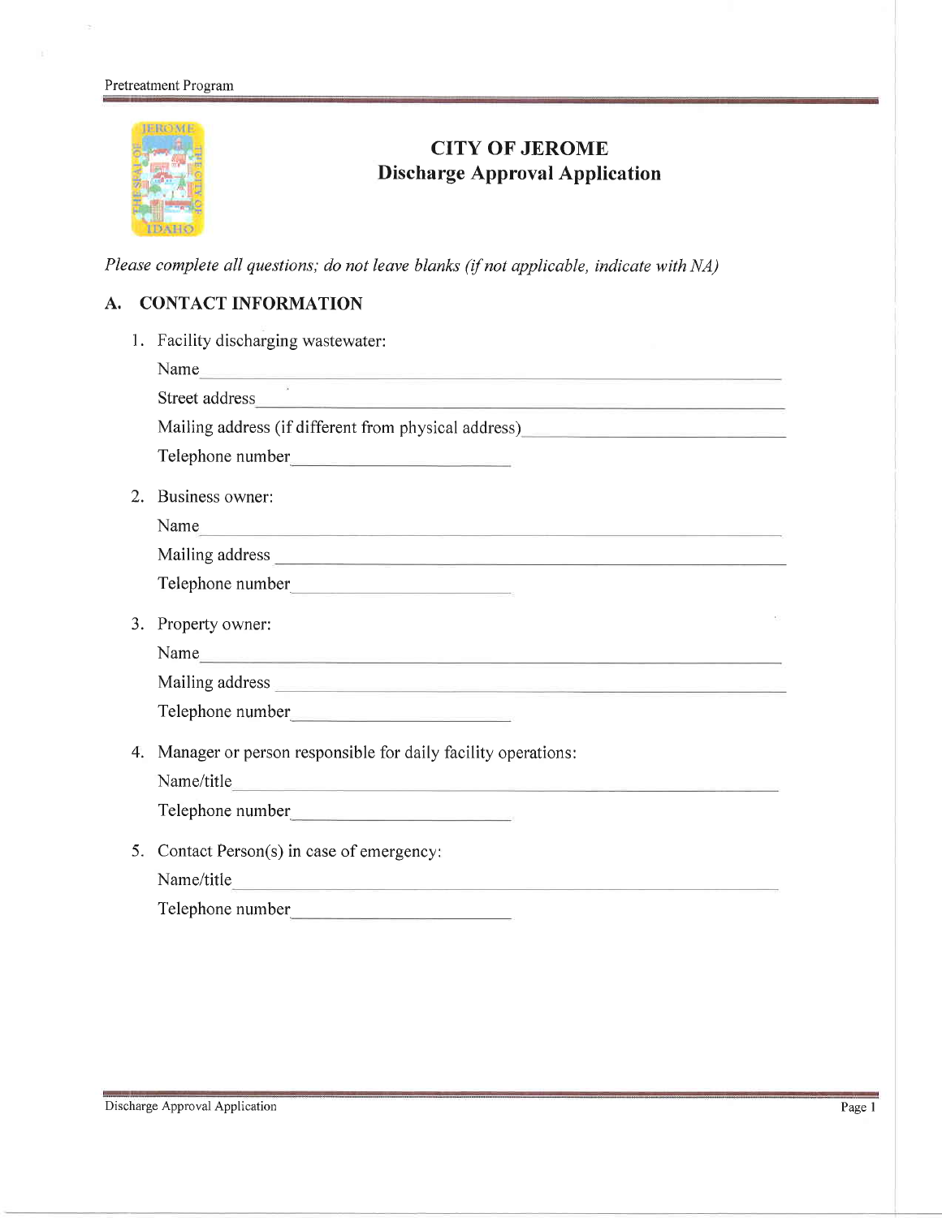# CITY OF JEROME
## Discharge Approval Application

*Please complete all questions; do not leave blanks (if not applicable, indicate with NA)*

## A. CONTACT INFORMATION

1. Facility discharging wastewater:

   Name ______________________________

   Street address ______________________________

   Mailing address (if different from physical address) ______________________________

   Telephone number ______________________________

2. Business owner:

   Name ______________________________

   Mailing address ______________________________

   Telephone number ______________________________

3. Property owner:

   Name ______________________________

   Mailing address ______________________________

   Telephone number ______________________________

4. Manager or person responsible for daily facility operations:

   Name/title ______________________________

   Telephone number ______________________________

5. Contact Person(s) in case of emergency:

   Name/title ______________________________

   Telephone number ______________________________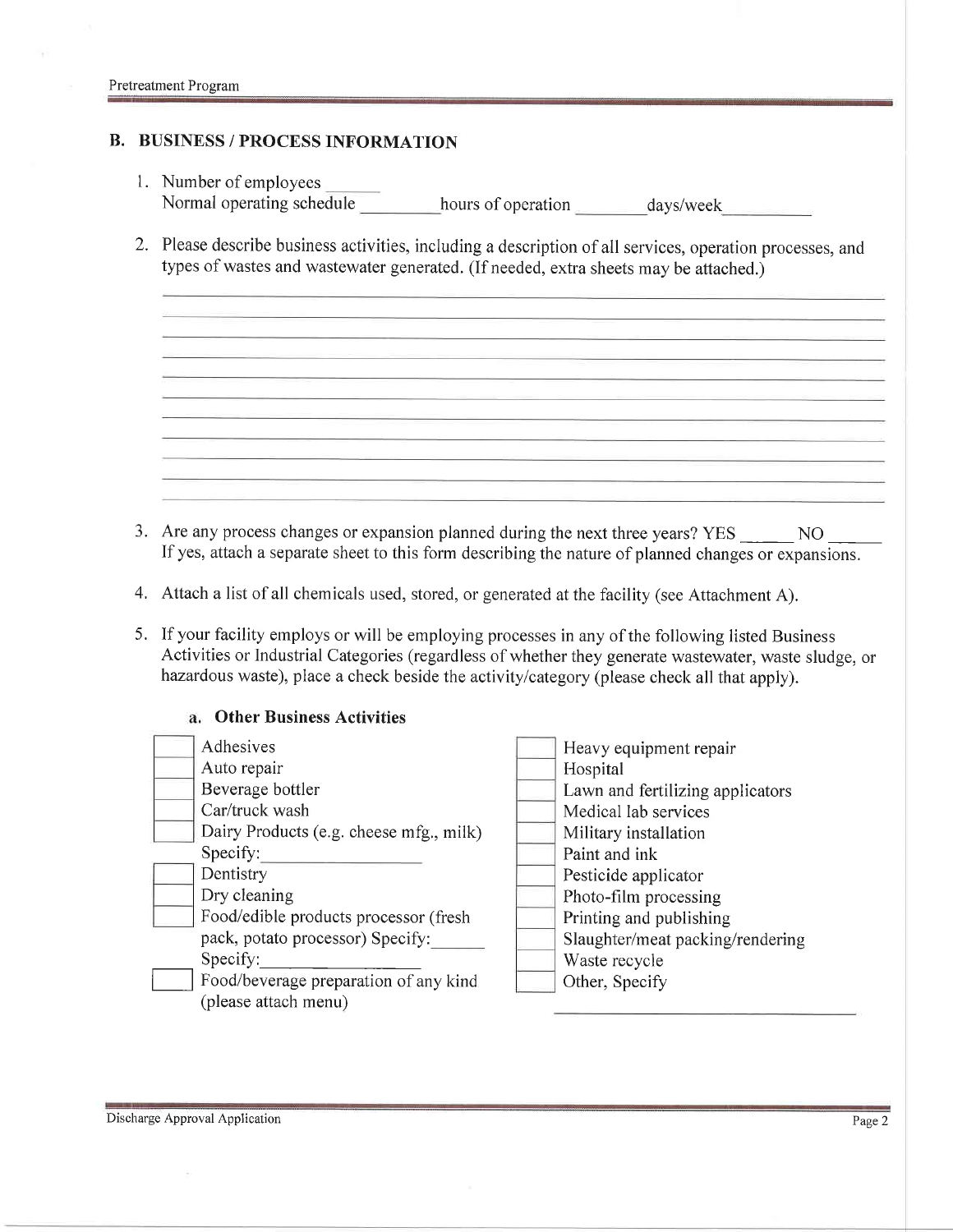## B. BUSINESS / PROCESS INFORMATION

1. Number of employees ______
   Normal operating schedule __________ hours of operation _________ days/week __________

2. Please describe business activities, including a description of all services, operation processes, and types of wastes and wastewater generated. (If needed, extra sheets may be attached.)

   ______________________________________________________________________________
   ______________________________________________________________________________
   ______________________________________________________________________________
   ______________________________________________________________________________
   ______________________________________________________________________________
   ______________________________________________________________________________
   ______________________________________________________________________________
   ______________________________________________________________________________
   ______________________________________________________________________________
   ______________________________________________________________________________
   ______________________________________________________________________________

3. Are any process changes or expansion planned during the next three years? YES ______ NO ______
   If yes, attach a separate sheet to this form describing the nature of planned changes or expansions.

4. Attach a list of all chemicals used, stored, or generated at the facility (see Attachment A).

5. If your facility employs or will be employing processes in any of the following listed Business Activities or Industrial Categories (regardless of whether they generate wastewater, waste sludge, or hazardous waste), place a check beside the activity/category (please check all that apply).

### a. Other Business Activities

- [ ] Adhesives
- [ ] Auto repair
- [ ] Beverage bottler
- [ ] Car/truck wash
- [ ] Dairy Products (e.g. cheese mfg., milk) Specify: __________________
- [ ] Dentistry
- [ ] Dry cleaning
- [ ] Food/edible products processor (fresh pack, potato processor) Specify: ______ Specify: __________________
- [ ] Food/beverage preparation of any kind (please attach menu)
- [ ] Heavy equipment repair
- [ ] Hospital
- [ ] Lawn and fertilizing applicators
- [ ] Medical lab services
- [ ] Military installation
- [ ] Paint and ink
- [ ] Pesticide applicator
- [ ] Photo-film processing
- [ ] Printing and publishing
- [ ] Slaughter/meat packing/rendering
- [ ] Waste recycle
- [ ] Other, Specify ______________________________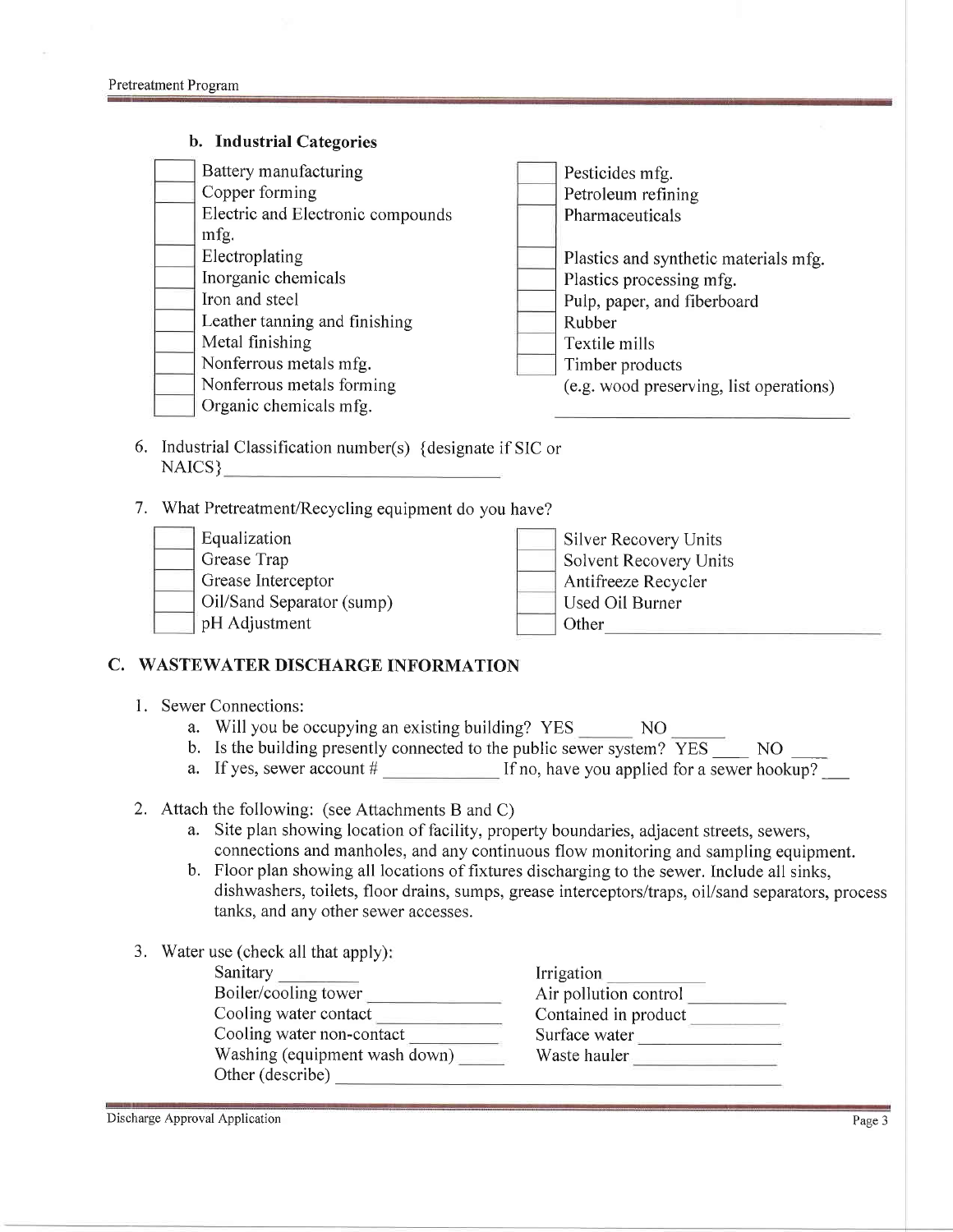**b. Industrial Categories**

- [ ] Battery manufacturing
- [ ] Copper forming
- [ ] Electric and Electronic compounds mfg.
- [ ] Electroplating
- [ ] Inorganic chemicals
- [ ] Iron and steel
- [ ] Leather tanning and finishing
- [ ] Metal finishing
- [ ] Nonferrous metals mfg.
- [ ] Nonferrous metals forming
- [ ] Organic chemicals mfg.
- [ ] Pesticides mfg.
- [ ] Petroleum refining
- [ ] Pharmaceuticals
- [ ] Plastics and synthetic materials mfg.
- [ ] Plastics processing mfg.
- [ ] Pulp, paper, and fiberboard
- [ ] Rubber
- [ ] Textile mills
- [ ] Timber products (e.g. wood preserving, list operations) ______________________

6. Industrial Classification number(s) {designate if SIC or NAICS} ______________________

7. What Pretreatment/Recycling equipment do you have?

- [ ] Equalization
- [ ] Grease Trap
- [ ] Grease Interceptor
- [ ] Oil/Sand Separator (sump)
- [ ] pH Adjustment
- [ ] Silver Recovery Units
- [ ] Solvent Recovery Units
- [ ] Antifreeze Recycler
- [ ] Used Oil Burner
- [ ] Other ______________________

## C. WASTEWATER DISCHARGE INFORMATION

1. Sewer Connections:
   a. Will you be occupying an existing building? YES ______ NO ______
   b. Is the building presently connected to the public sewer system? YES ____ NO ____
   a. If yes, sewer account # ____________ If no, have you applied for a sewer hookup? ___

2. Attach the following: (see Attachments B and C)
   a. Site plan showing location of facility, property boundaries, adjacent streets, sewers, connections and manholes, and any continuous flow monitoring and sampling equipment.
   b. Floor plan showing all locations of fixtures discharging to the sewer. Include all sinks, dishwashers, toilets, floor drains, sumps, grease interceptors/traps, oil/sand separators, process tanks, and any other sewer accesses.

3. Water use (check all that apply):

   Sanitary ________
   Boiler/cooling tower ______________
   Cooling water contact ______________
   Cooling water non-contact __________
   Washing (equipment wash down) _____
   Irrigation __________
   Air pollution control ___________
   Contained in product __________
   Surface water _______________
   Waste hauler _______________
   Other (describe) ______________________________________________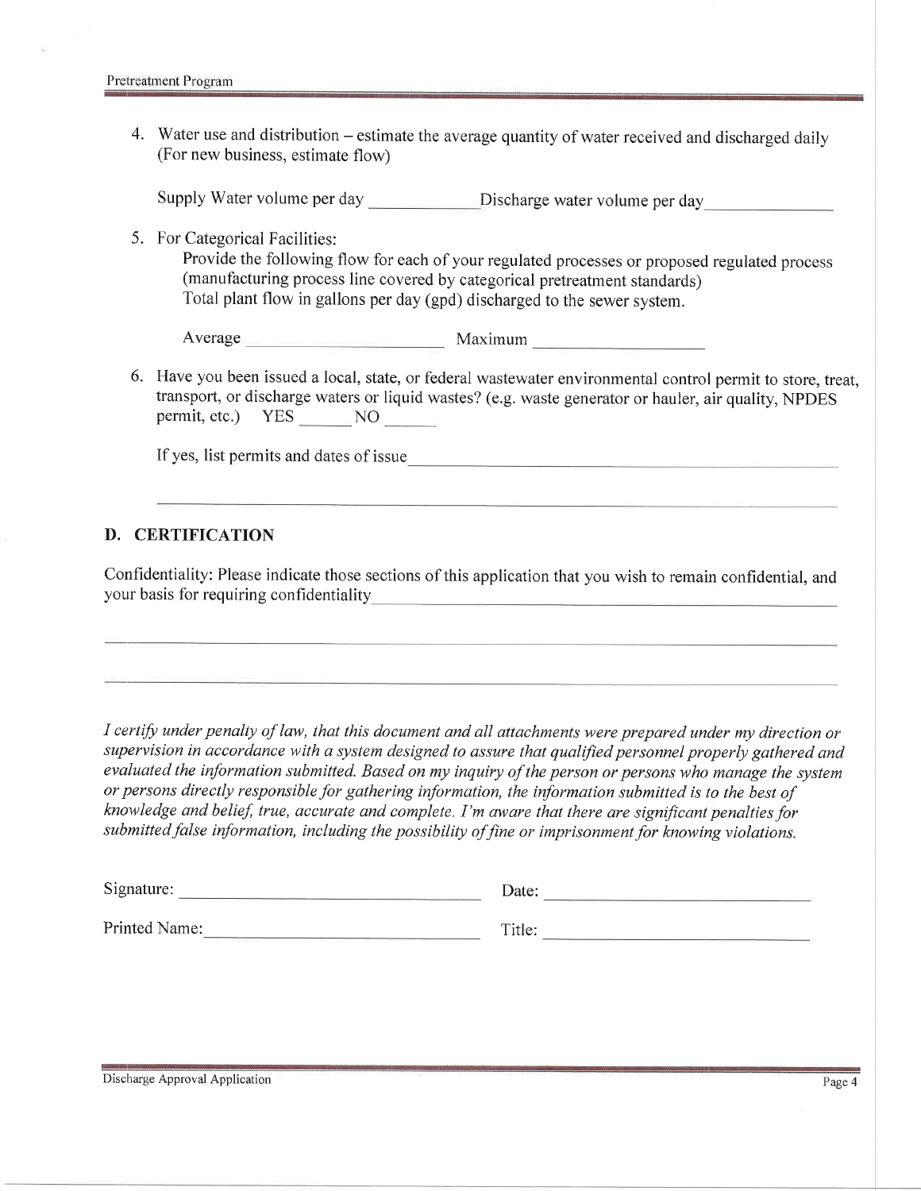4. Water use and distribution – estimate the average quantity of water received and discharged daily (For new business, estimate flow)

   Supply Water volume per day ____________ Discharge water volume per day ______________

5. For Categorical Facilities:

   Provide the following flow for each of your regulated processes or proposed regulated process (manufacturing process line covered by categorical pretreatment standards)
   Total plant flow in gallons per day (gpd) discharged to the sewer system.

   Average ______________________ Maximum ___________________

6. Have you been issued a local, state, or federal wastewater environmental control permit to store, treat, transport, or discharge waters or liquid wastes? (e.g. waste generator or hauler, air quality, NPDES permit, etc.) YES ______ NO ______

   If yes, list permits and dates of issue ____________________________________________

   ____________________________________________________________________________

## D. CERTIFICATION

Confidentiality: Please indicate those sections of this application that you wish to remain confidential, and your basis for requiring confidentiality ____________________________________________

____________________________________________________________________________

____________________________________________________________________________

*I certify under penalty of law, that this document and all attachments were prepared under my direction or supervision in accordance with a system designed to assure that qualified personnel properly gathered and evaluated the information submitted. Based on my inquiry of the person or persons who manage the system or persons directly responsible for gathering information, the information submitted is to the best of knowledge and belief, true, accurate and complete. I'm aware that there are significant penalties for submitted false information, including the possibility of fine or imprisonment for knowing violations.*

Signature: __________________________________ Date: ______________________________

Printed Name: _______________________________ Title: ______________________________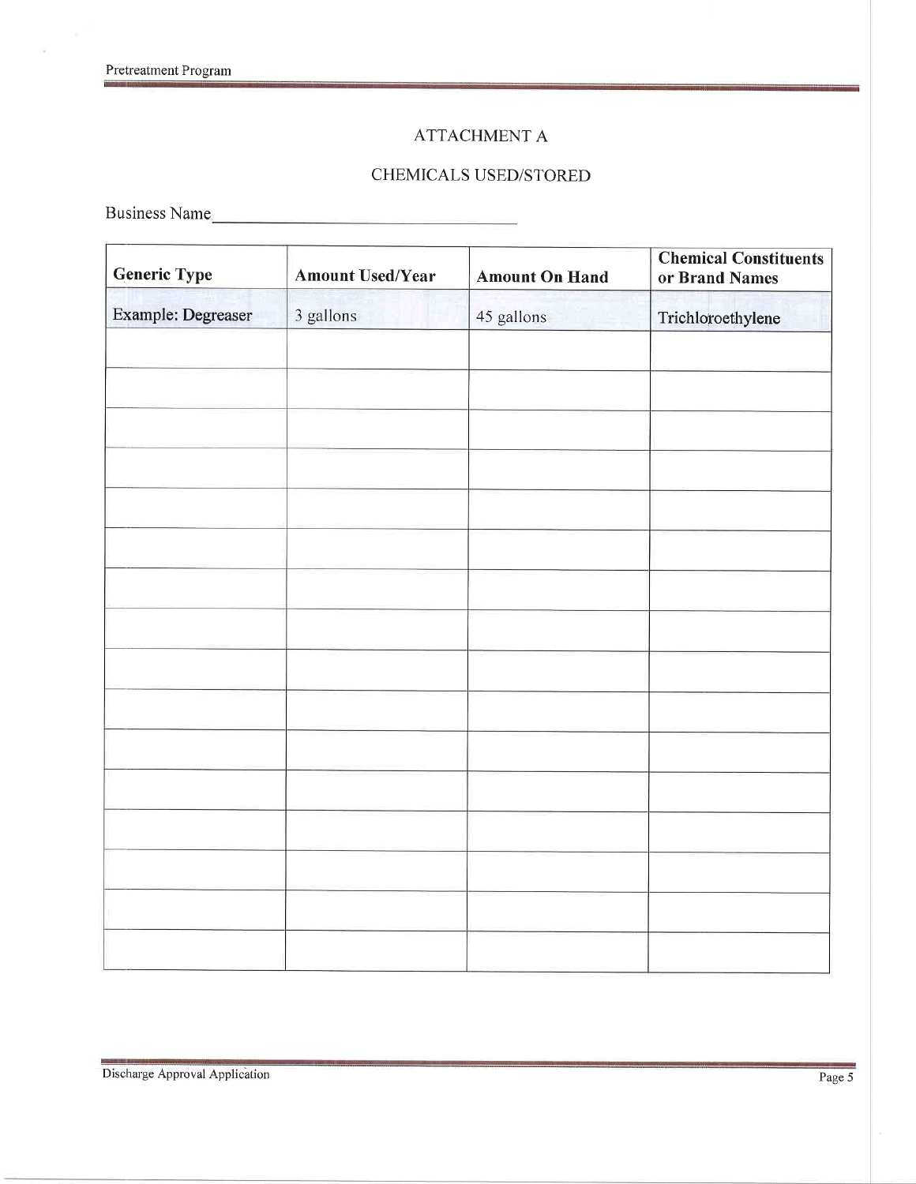# ATTACHMENT A

## CHEMICALS USED/STORED

Business Name\_\_\_\_\_\_\_\_\_\_\_\_\_\_\_\_\_\_\_\_\_\_\_\_\_\_\_\_\_\_\_\_\_\_

| Generic Type | Amount Used/Year | Amount On Hand | Chemical Constituents or Brand Names |
|---|---|---|---|
| Example: Degreaser | 3 gallons | 45 gallons | Trichloroethylene |
| | | | |
| | | | |
| | | | |
| | | | |
| | | | |
| | | | |
| | | | |
| | | | |
| | | | |
| | | | |
| | | | |
| | | | |
| | | | |
| | | | |
| | | | |
| | | | |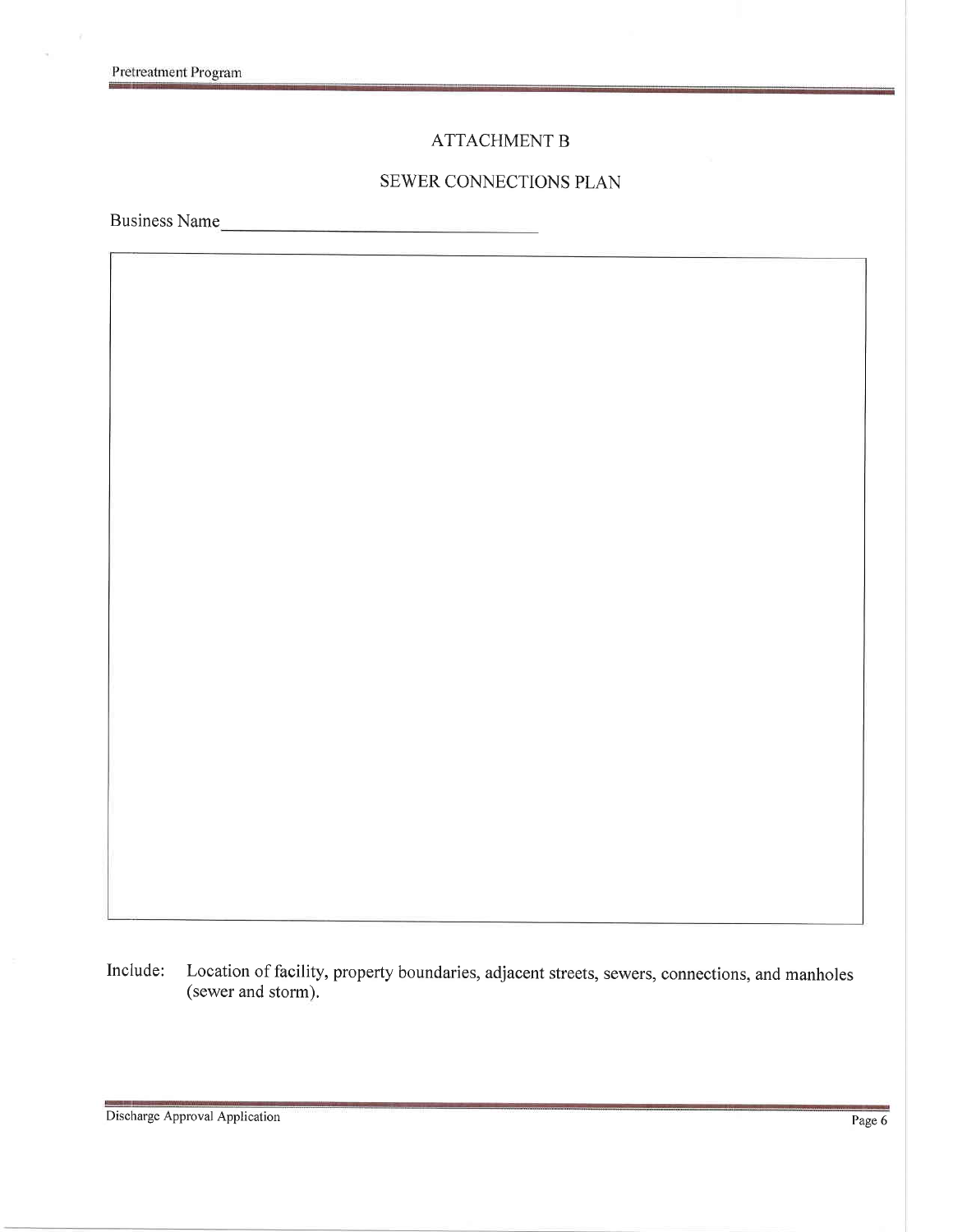## ATTACHMENT B

## SEWER CONNECTIONS PLAN

Business Name\_\_\_\_\_\_\_\_\_\_\_\_\_\_\_\_\_\_\_\_\_\_\_\_\_\_\_\_\_\_\_\_\_\_

Include: Location of facility, property boundaries, adjacent streets, sewers, connections, and manholes (sewer and storm).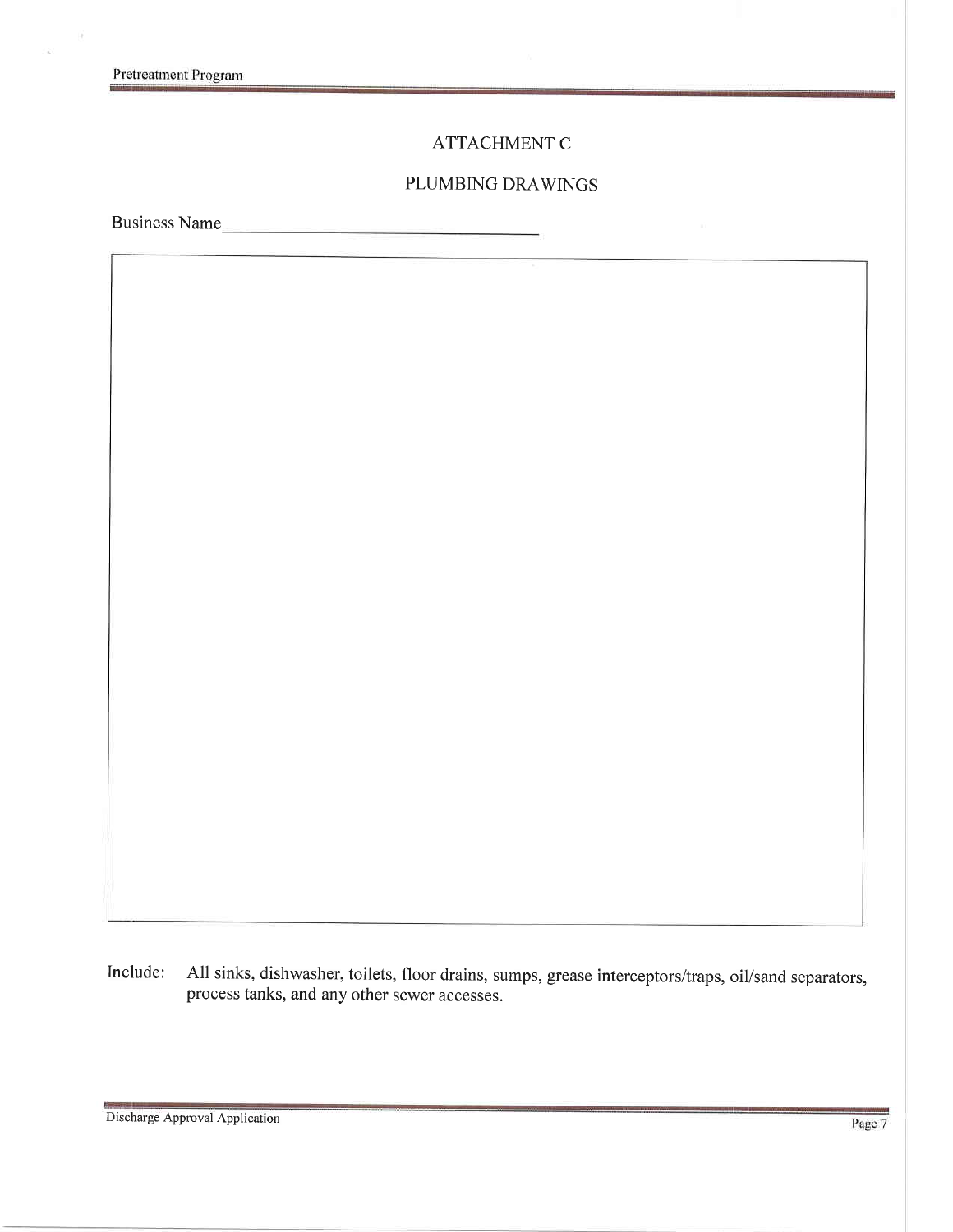## ATTACHMENT C

## PLUMBING DRAWINGS

Business Name \_\_\_\_\_\_\_\_\_\_\_\_\_\_\_\_\_\_\_\_\_\_\_\_\_\_\_\_\_\_\_\_

Include: All sinks, dishwasher, toilets, floor drains, sumps, grease interceptors/traps, oil/sand separators, process tanks, and any other sewer accesses.